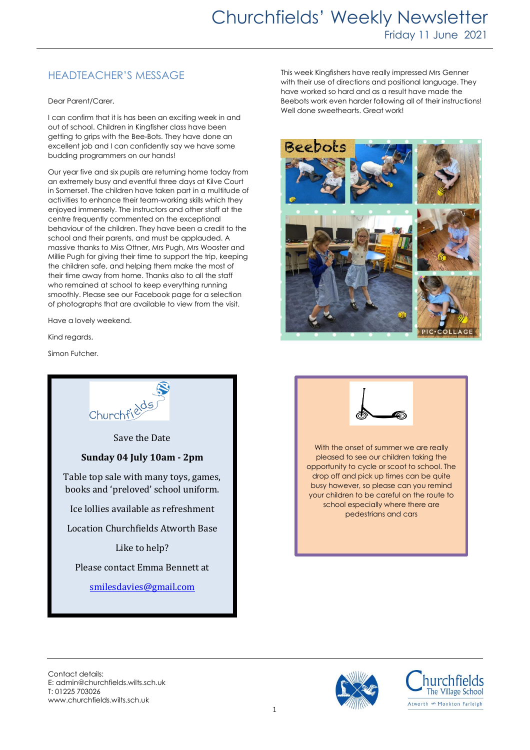# Churchfields' Weekly Newsletter

Friday 11 June 2021

## HEADTEACHER'S MESSAGE

Dear Parent/Carer,

I can confirm that it is has been an exciting week in and out of school. Children in Kingfisher class have been getting to grips with the Bee-Bots. They have done an excellent job and I can confidently say we have some budding programmers on our hands!

Our year five and six pupils are returning home today from an extremely busy and eventful three days at Kilve Court in Somerset. The children have taken part in a multitude of activities to enhance their team-working skills which they enjoyed immensely. The instructors and other staff at the centre frequently commented on the exceptional behaviour of the children. They have been a credit to the school and their parents, and must be applauded. A massive thanks to Miss Ottner, Mrs Pugh, Mrs Wooster and Millie Pugh for giving their time to support the trip, keeping the children safe, and helping them make the most of their time away from home. Thanks also to all the staff who remained at school to keep everything running smoothly. Please see our Facebook page for a selection of photographs that are available to view from the visit.

Have a lovely weekend.

Kind regards,

Simon Futcher.

This week Kingfishers have really impressed Mrs Genner with their use of directions and positional language. They have worked so hard and as a result have made the Beebots work even harder following all of their instructions! Well done sweethearts. Great work!

Save the Date

**Sunday 04 July 10am - 2pm**

Table top sale with many toys, games, books and 'preloved' school uniform.

Ice lollies available as refreshment

Location Churchfields Atworth Base

Like to help?

Please contact Emma Bennett at

smilesdavies@gmail.com

With the onset of summer we are really pleased to see our children taking the opportunity to cycle or scoot to school. The drop off and pick up times can be quite busy however, so please can you remind your children to be careful on the route to school especially where there are pedestrians and cars

Contact details:
E: admin@churchfields.wilts.sch.uk
T: 01225 703026
www.churchfields.wilts.sch.uk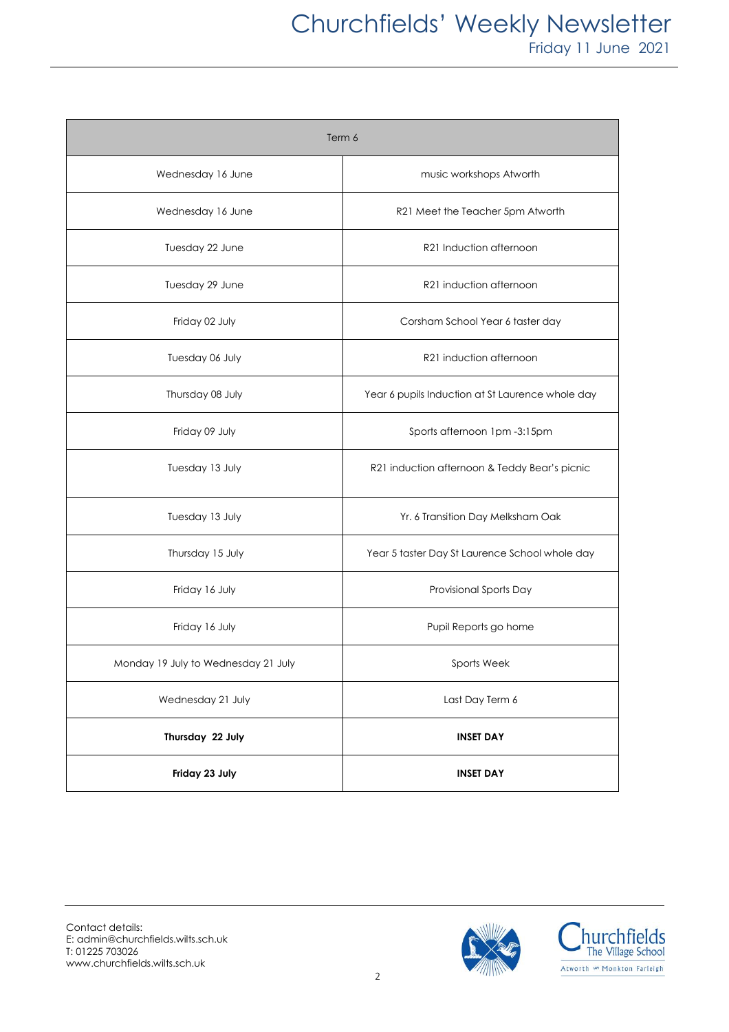| Term 6 | |
|---|---|
| Wednesday 16 June | music workshops Atworth |
| Wednesday 16 June | R21 Meet the Teacher 5pm Atworth |
| Tuesday 22 June | R21 Induction afternoon |
| Tuesday 29 June | R21 induction afternoon |
| Friday 02 July | Corsham School Year 6 taster day |
| Tuesday 06 July | R21 induction afternoon |
| Thursday 08 July | Year 6 pupils Induction at St Laurence whole day |
| Friday 09 July | Sports afternoon 1pm -3:15pm |
| Tuesday 13 July | R21 induction afternoon & Teddy Bear's picnic |
| Tuesday 13 July | Yr. 6 Transition Day Melksham Oak |
| Thursday 15 July | Year 5 taster Day St Laurence School whole day |
| Friday 16 July | Provisional Sports Day |
| Friday 16 July | Pupil Reports go home |
| Monday 19 July to Wednesday 21 July | Sports Week |
| Wednesday 21 July | Last Day Term 6 |
| **Thursday 22 July** | **INSET DAY** |
| **Friday 23 July** | **INSET DAY** |

Contact details:
E: admin@churchfields.wilts.sch.uk
T: 01225 703026
www.churchfields.wilts.sch.uk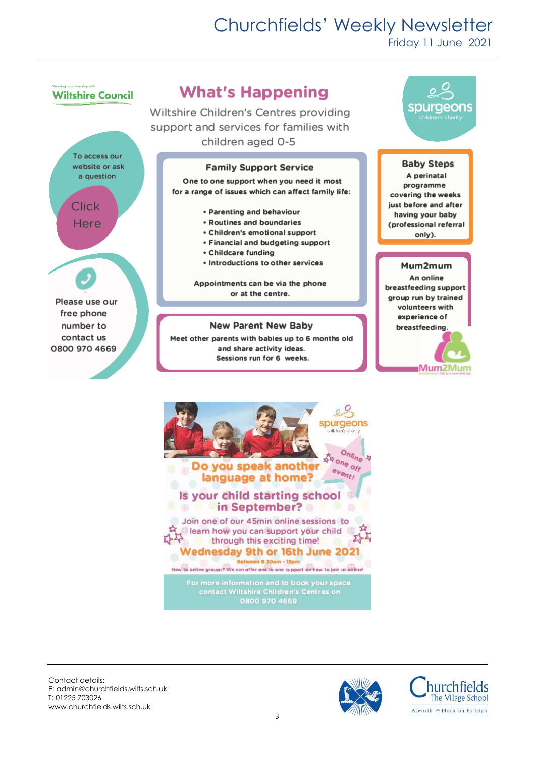Working in partnership with Wiltshire Council

# What's Happening

Wiltshire Children's Centres providing support and services for families with children aged 0-5

spurgeons children's charity

To access our website or ask a question

Click Here

Please use our free phone number to contact us 0800 970 4669

## Family Support Service

One to one support when you need it most for a range of issues which can affect family life:

- Parenting and behaviour
- Routines and boundaries
- Children's emotional support
- Financial and budgeting support
- Childcare funding
- Introductions to other services

Appointments can be via the phone or at the centre.

## New Parent New Baby

Meet other parents with babies up to 6 months old and share activity ideas. Sessions run for 6 weeks.

## Baby Steps

A perinatal programme covering the weeks just before and after having your baby (professional referral only).

## Mum2mum

An online breastfeeding support group run by trained volunteers with experience of breastfeeding.

Mum2Mum

---

spurgeons children's charity

Online one off event!

## Do you speak another language at home?

## Is your child starting school in September?

Join one of our 45min online sessions to learn how you can support your child through this exciting time!

**Wednesday 9th or 16th June 2021**

Between 9.30am - 12pm

New to online groups? We can offer one to one support on how to join us online!

For more information and to book your space contact Wiltshire Children's Centres on 0800 970 4669

---

Contact details:
E: admin@churchfields.wilts.sch.uk
T: 01225 703026
www.churchfields.wilts.sch.uk

Churchfields The Village School
Atworth Monkton Farleigh